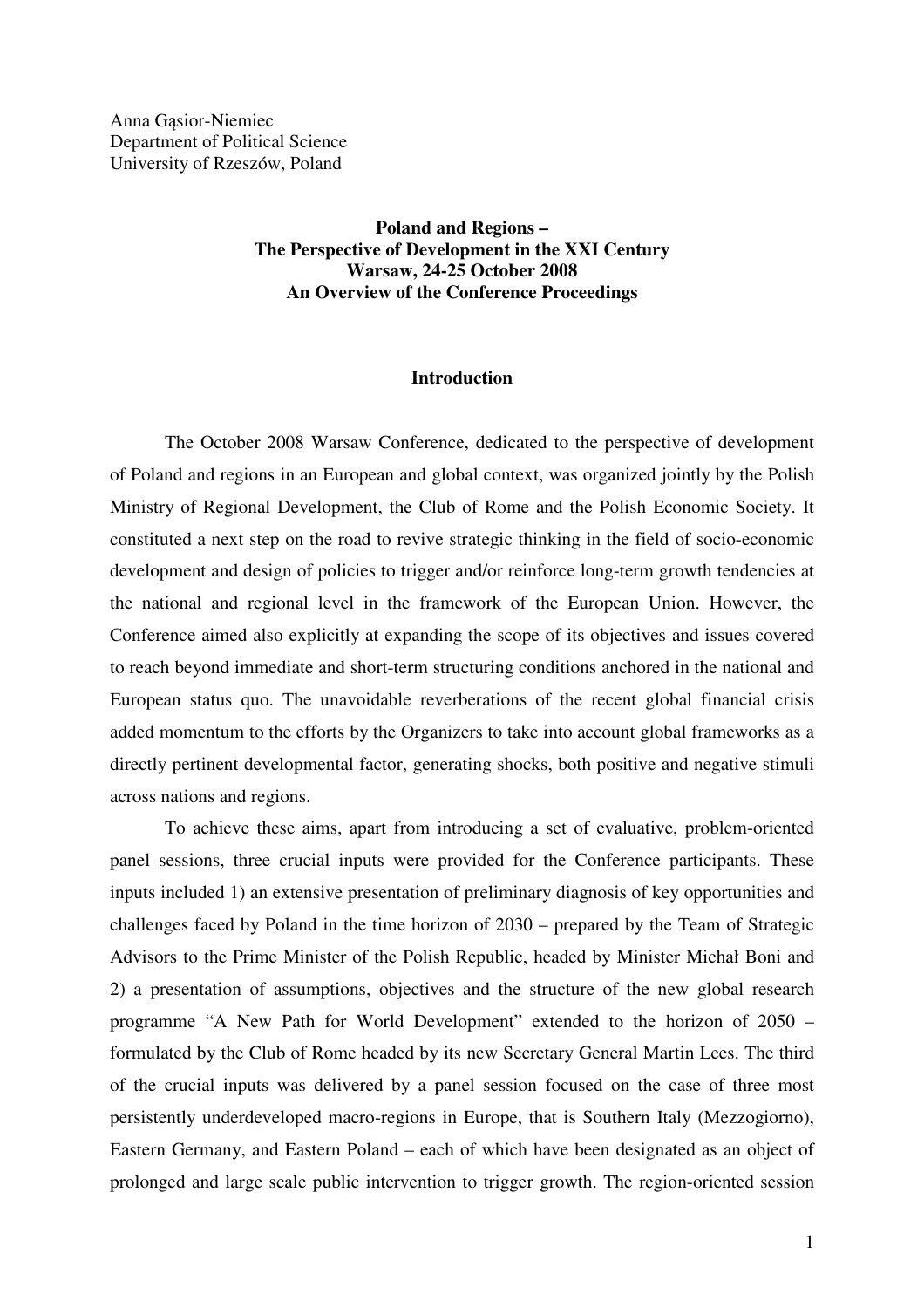Anna Gąsior-Niemiec
Department of Political Science
University of Rzeszów, Poland

**Poland and Regions –**
**The Perspective of Development in the XXI Century**
**Warsaw, 24-25 October 2008**
**An Overview of the Conference Proceedings**

## Introduction

The October 2008 Warsaw Conference, dedicated to the perspective of development of Poland and regions in an European and global context, was organized jointly by the Polish Ministry of Regional Development, the Club of Rome and the Polish Economic Society. It constituted a next step on the road to revive strategic thinking in the field of socio-economic development and design of policies to trigger and/or reinforce long-term growth tendencies at the national and regional level in the framework of the European Union. However, the Conference aimed also explicitly at expanding the scope of its objectives and issues covered to reach beyond immediate and short-term structuring conditions anchored in the national and European status quo. The unavoidable reverberations of the recent global financial crisis added momentum to the efforts by the Organizers to take into account global frameworks as a directly pertinent developmental factor, generating shocks, both positive and negative stimuli across nations and regions.

To achieve these aims, apart from introducing a set of evaluative, problem-oriented panel sessions, three crucial inputs were provided for the Conference participants. These inputs included 1) an extensive presentation of preliminary diagnosis of key opportunities and challenges faced by Poland in the time horizon of 2030 – prepared by the Team of Strategic Advisors to the Prime Minister of the Polish Republic, headed by Minister Michał Boni and 2) a presentation of assumptions, objectives and the structure of the new global research programme "A New Path for World Development" extended to the horizon of 2050 – formulated by the Club of Rome headed by its new Secretary General Martin Lees. The third of the crucial inputs was delivered by a panel session focused on the case of three most persistently underdeveloped macro-regions in Europe, that is Southern Italy (Mezzogiorno), Eastern Germany, and Eastern Poland – each of which have been designated as an object of prolonged and large scale public intervention to trigger growth. The region-oriented session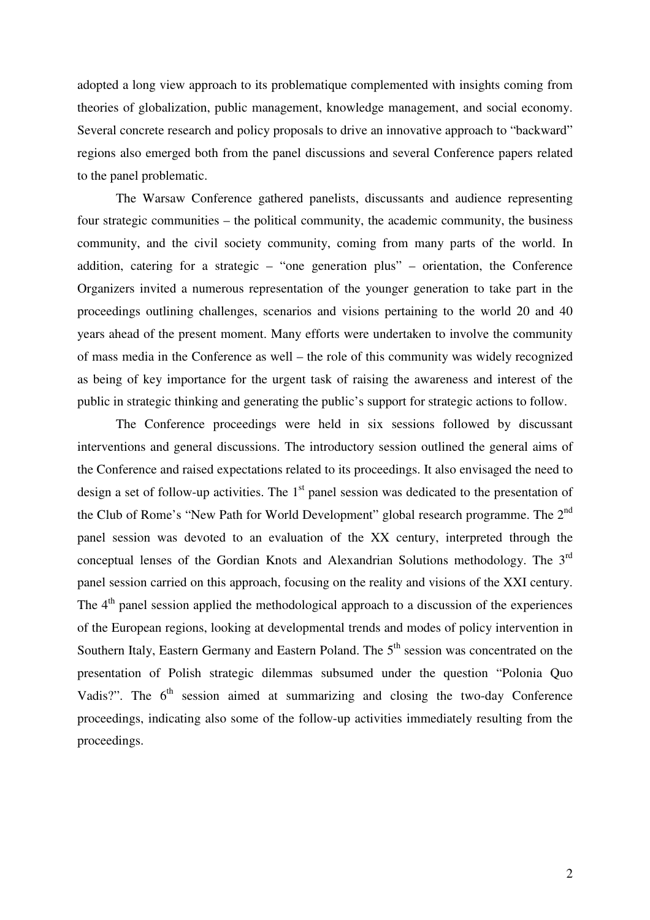adopted a long view approach to its problematique complemented with insights coming from theories of globalization, public management, knowledge management, and social economy. Several concrete research and policy proposals to drive an innovative approach to "backward" regions also emerged both from the panel discussions and several Conference papers related to the panel problematic.

The Warsaw Conference gathered panelists, discussants and audience representing four strategic communities – the political community, the academic community, the business community, and the civil society community, coming from many parts of the world. In addition, catering for a strategic – "one generation plus" – orientation, the Conference Organizers invited a numerous representation of the younger generation to take part in the proceedings outlining challenges, scenarios and visions pertaining to the world 20 and 40 years ahead of the present moment. Many efforts were undertaken to involve the community of mass media in the Conference as well – the role of this community was widely recognized as being of key importance for the urgent task of raising the awareness and interest of the public in strategic thinking and generating the public's support for strategic actions to follow.

The Conference proceedings were held in six sessions followed by discussant interventions and general discussions. The introductory session outlined the general aims of the Conference and raised expectations related to its proceedings. It also envisaged the need to design a set of follow-up activities. The 1st panel session was dedicated to the presentation of the Club of Rome's "New Path for World Development" global research programme. The 2nd panel session was devoted to an evaluation of the XX century, interpreted through the conceptual lenses of the Gordian Knots and Alexandrian Solutions methodology. The 3rd panel session carried on this approach, focusing on the reality and visions of the XXI century. The 4th panel session applied the methodological approach to a discussion of the experiences of the European regions, looking at developmental trends and modes of policy intervention in Southern Italy, Eastern Germany and Eastern Poland. The 5th session was concentrated on the presentation of Polish strategic dilemmas subsumed under the question "Polonia Quo Vadis?". The 6th session aimed at summarizing and closing the two-day Conference proceedings, indicating also some of the follow-up activities immediately resulting from the proceedings.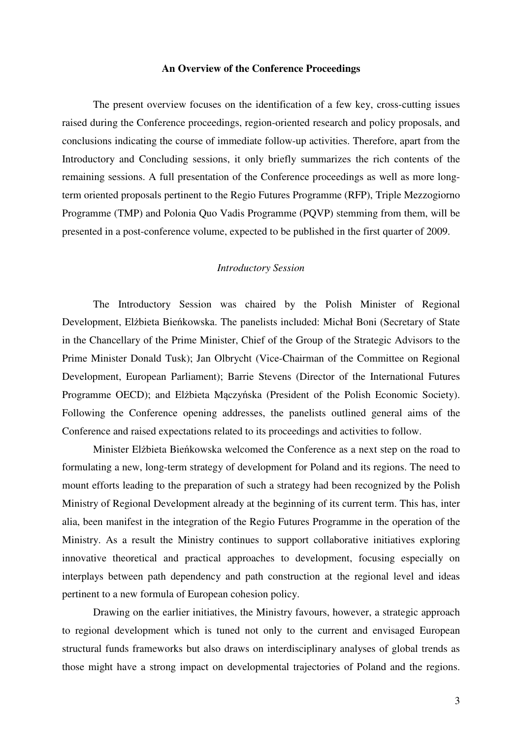**An Overview of the Conference Proceedings**

The present overview focuses on the identification of a few key, cross-cutting issues raised during the Conference proceedings, region-oriented research and policy proposals, and conclusions indicating the course of immediate follow-up activities. Therefore, apart from the Introductory and Concluding sessions, it only briefly summarizes the rich contents of the remaining sessions. A full presentation of the Conference proceedings as well as more long-term oriented proposals pertinent to the Regio Futures Programme (RFP), Triple Mezzogiorno Programme (TMP) and Polonia Quo Vadis Programme (PQVP) stemming from them, will be presented in a post-conference volume, expected to be published in the first quarter of 2009.

*Introductory Session*

The Introductory Session was chaired by the Polish Minister of Regional Development, Elżbieta Bieńkowska. The panelists included: Michał Boni (Secretary of State in the Chancellary of the Prime Minister, Chief of the Group of the Strategic Advisors to the Prime Minister Donald Tusk); Jan Olbrycht (Vice-Chairman of the Committee on Regional Development, European Parliament); Barrie Stevens (Director of the International Futures Programme OECD); and Elżbieta Mączyńska (President of the Polish Economic Society). Following the Conference opening addresses, the panelists outlined general aims of the Conference and raised expectations related to its proceedings and activities to follow.

Minister Elżbieta Bieńkowska welcomed the Conference as a next step on the road to formulating a new, long-term strategy of development for Poland and its regions. The need to mount efforts leading to the preparation of such a strategy had been recognized by the Polish Ministry of Regional Development already at the beginning of its current term. This has, inter alia, been manifest in the integration of the Regio Futures Programme in the operation of the Ministry. As a result the Ministry continues to support collaborative initiatives exploring innovative theoretical and practical approaches to development, focusing especially on interplays between path dependency and path construction at the regional level and ideas pertinent to a new formula of European cohesion policy.

Drawing on the earlier initiatives, the Ministry favours, however, a strategic approach to regional development which is tuned not only to the current and envisaged European structural funds frameworks but also draws on interdisciplinary analyses of global trends as those might have a strong impact on developmental trajectories of Poland and the regions.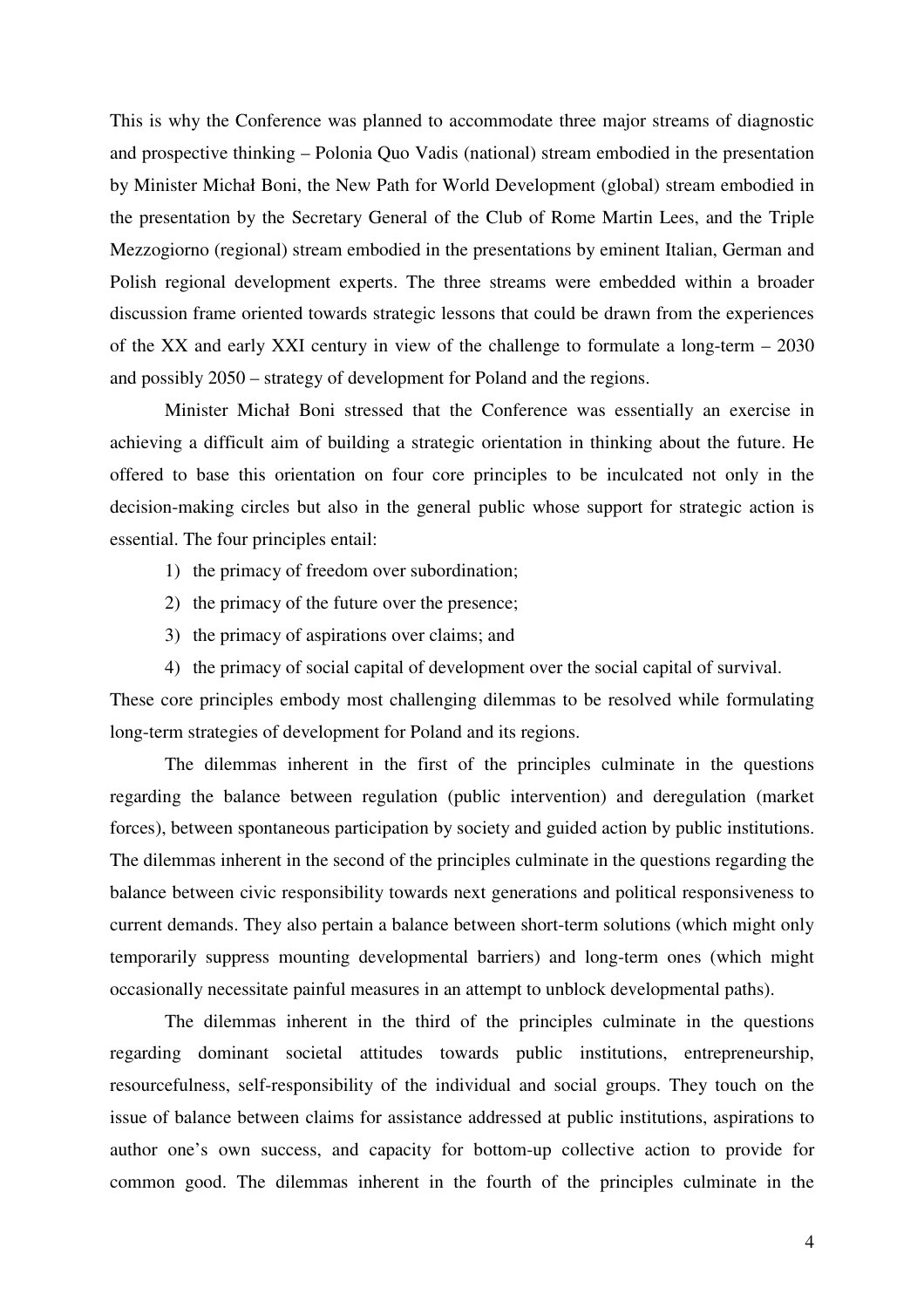This is why the Conference was planned to accommodate three major streams of diagnostic and prospective thinking – Polonia Quo Vadis (national) stream embodied in the presentation by Minister Michał Boni, the New Path for World Development (global) stream embodied in the presentation by the Secretary General of the Club of Rome Martin Lees, and the Triple Mezzogiorno (regional) stream embodied in the presentations by eminent Italian, German and Polish regional development experts. The three streams were embedded within a broader discussion frame oriented towards strategic lessons that could be drawn from the experiences of the XX and early XXI century in view of the challenge to formulate a long-term – 2030 and possibly 2050 – strategy of development for Poland and the regions.

Minister Michał Boni stressed that the Conference was essentially an exercise in achieving a difficult aim of building a strategic orientation in thinking about the future. He offered to base this orientation on four core principles to be inculcated not only in the decision-making circles but also in the general public whose support for strategic action is essential. The four principles entail:

1) the primacy of freedom over subordination;
2) the primacy of the future over the presence;
3) the primacy of aspirations over claims; and
4) the primacy of social capital of development over the social capital of survival.

These core principles embody most challenging dilemmas to be resolved while formulating long-term strategies of development for Poland and its regions.

The dilemmas inherent in the first of the principles culminate in the questions regarding the balance between regulation (public intervention) and deregulation (market forces), between spontaneous participation by society and guided action by public institutions. The dilemmas inherent in the second of the principles culminate in the questions regarding the balance between civic responsibility towards next generations and political responsiveness to current demands. They also pertain a balance between short-term solutions (which might only temporarily suppress mounting developmental barriers) and long-term ones (which might occasionally necessitate painful measures in an attempt to unblock developmental paths).

The dilemmas inherent in the third of the principles culminate in the questions regarding dominant societal attitudes towards public institutions, entrepreneurship, resourcefulness, self-responsibility of the individual and social groups. They touch on the issue of balance between claims for assistance addressed at public institutions, aspirations to author one's own success, and capacity for bottom-up collective action to provide for common good. The dilemmas inherent in the fourth of the principles culminate in the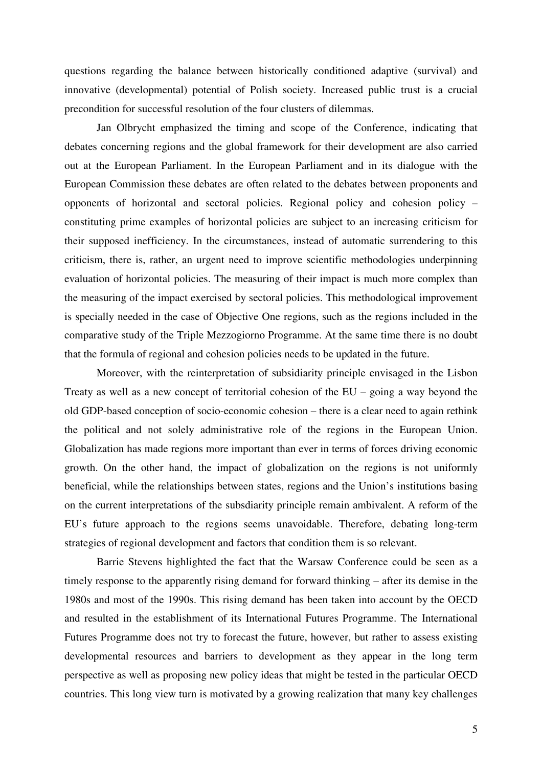questions regarding the balance between historically conditioned adaptive (survival) and innovative (developmental) potential of Polish society. Increased public trust is a crucial precondition for successful resolution of the four clusters of dilemmas.

Jan Olbrycht emphasized the timing and scope of the Conference, indicating that debates concerning regions and the global framework for their development are also carried out at the European Parliament. In the European Parliament and in its dialogue with the European Commission these debates are often related to the debates between proponents and opponents of horizontal and sectoral policies. Regional policy and cohesion policy – constituting prime examples of horizontal policies are subject to an increasing criticism for their supposed inefficiency. In the circumstances, instead of automatic surrendering to this criticism, there is, rather, an urgent need to improve scientific methodologies underpinning evaluation of horizontal policies. The measuring of their impact is much more complex than the measuring of the impact exercised by sectoral policies. This methodological improvement is specially needed in the case of Objective One regions, such as the regions included in the comparative study of the Triple Mezzogiorno Programme. At the same time there is no doubt that the formula of regional and cohesion policies needs to be updated in the future.

Moreover, with the reinterpretation of subsidiarity principle envisaged in the Lisbon Treaty as well as a new concept of territorial cohesion of the EU – going a way beyond the old GDP-based conception of socio-economic cohesion – there is a clear need to again rethink the political and not solely administrative role of the regions in the European Union. Globalization has made regions more important than ever in terms of forces driving economic growth. On the other hand, the impact of globalization on the regions is not uniformly beneficial, while the relationships between states, regions and the Union's institutions basing on the current interpretations of the subsdiarity principle remain ambivalent. A reform of the EU's future approach to the regions seems unavoidable. Therefore, debating long-term strategies of regional development and factors that condition them is so relevant.

Barrie Stevens highlighted the fact that the Warsaw Conference could be seen as a timely response to the apparently rising demand for forward thinking – after its demise in the 1980s and most of the 1990s. This rising demand has been taken into account by the OECD and resulted in the establishment of its International Futures Programme. The International Futures Programme does not try to forecast the future, however, but rather to assess existing developmental resources and barriers to development as they appear in the long term perspective as well as proposing new policy ideas that might be tested in the particular OECD countries. This long view turn is motivated by a growing realization that many key challenges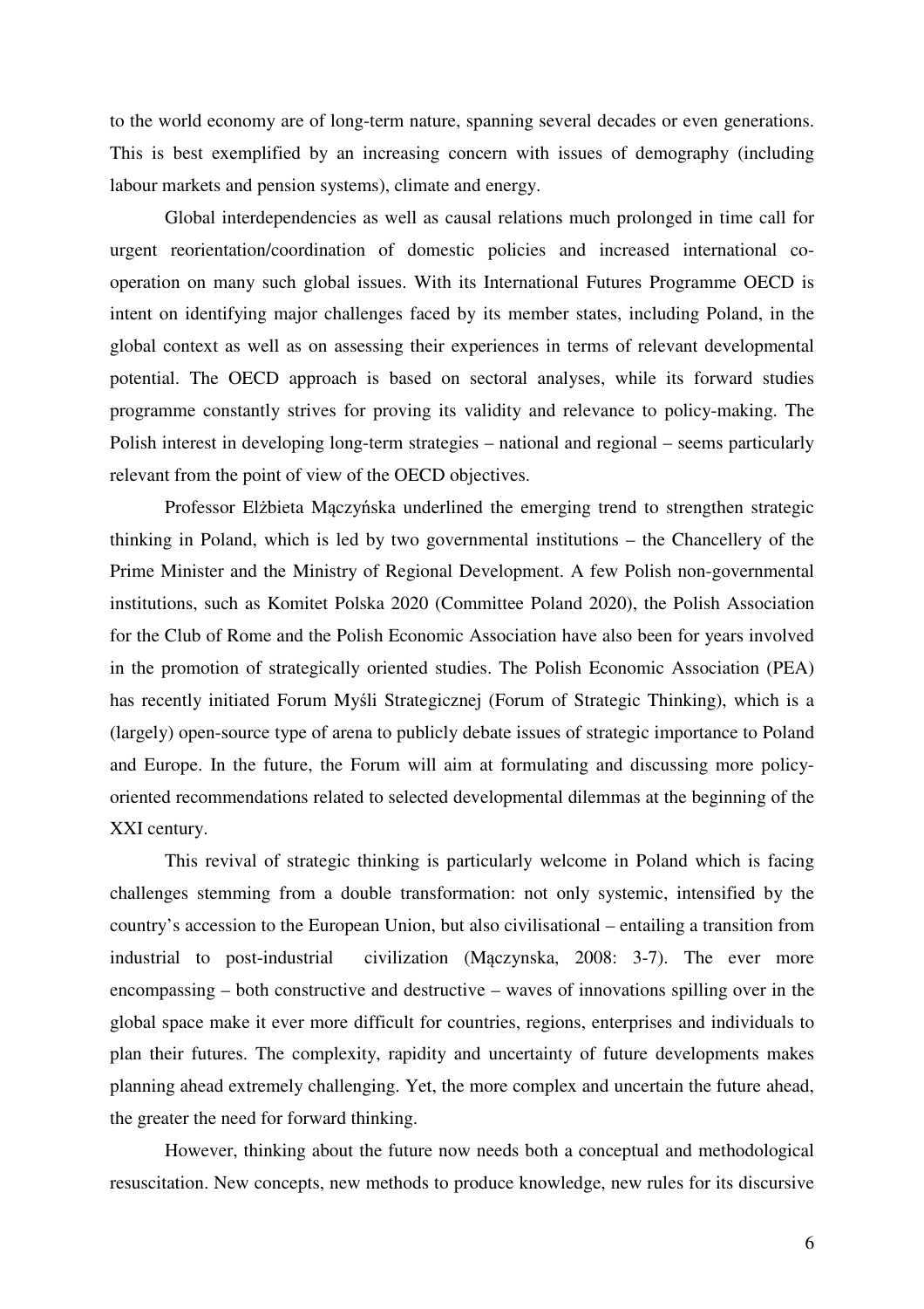to the world economy are of long-term nature, spanning several decades or even generations. This is best exemplified by an increasing concern with issues of demography (including labour markets and pension systems), climate and energy.

Global interdependencies as well as causal relations much prolonged in time call for urgent reorientation/coordination of domestic policies and increased international co-operation on many such global issues. With its International Futures Programme OECD is intent on identifying major challenges faced by its member states, including Poland, in the global context as well as on assessing their experiences in terms of relevant developmental potential. The OECD approach is based on sectoral analyses, while its forward studies programme constantly strives for proving its validity and relevance to policy-making. The Polish interest in developing long-term strategies – national and regional – seems particularly relevant from the point of view of the OECD objectives.

Professor Elżbieta Mączyńska underlined the emerging trend to strengthen strategic thinking in Poland, which is led by two governmental institutions – the Chancellery of the Prime Minister and the Ministry of Regional Development. A few Polish non-governmental institutions, such as Komitet Polska 2020 (Committee Poland 2020), the Polish Association for the Club of Rome and the Polish Economic Association have also been for years involved in the promotion of strategically oriented studies. The Polish Economic Association (PEA) has recently initiated Forum Myśli Strategicznej (Forum of Strategic Thinking), which is a (largely) open-source type of arena to publicly debate issues of strategic importance to Poland and Europe. In the future, the Forum will aim at formulating and discussing more policy-oriented recommendations related to selected developmental dilemmas at the beginning of the XXI century.

This revival of strategic thinking is particularly welcome in Poland which is facing challenges stemming from a double transformation: not only systemic, intensified by the country's accession to the European Union, but also civilisational – entailing a transition from industrial to post-industrial civilization (Mączynska, 2008: 3-7). The ever more encompassing – both constructive and destructive – waves of innovations spilling over in the global space make it ever more difficult for countries, regions, enterprises and individuals to plan their futures. The complexity, rapidity and uncertainty of future developments makes planning ahead extremely challenging. Yet, the more complex and uncertain the future ahead, the greater the need for forward thinking.

However, thinking about the future now needs both a conceptual and methodological resuscitation. New concepts, new methods to produce knowledge, new rules for its discursive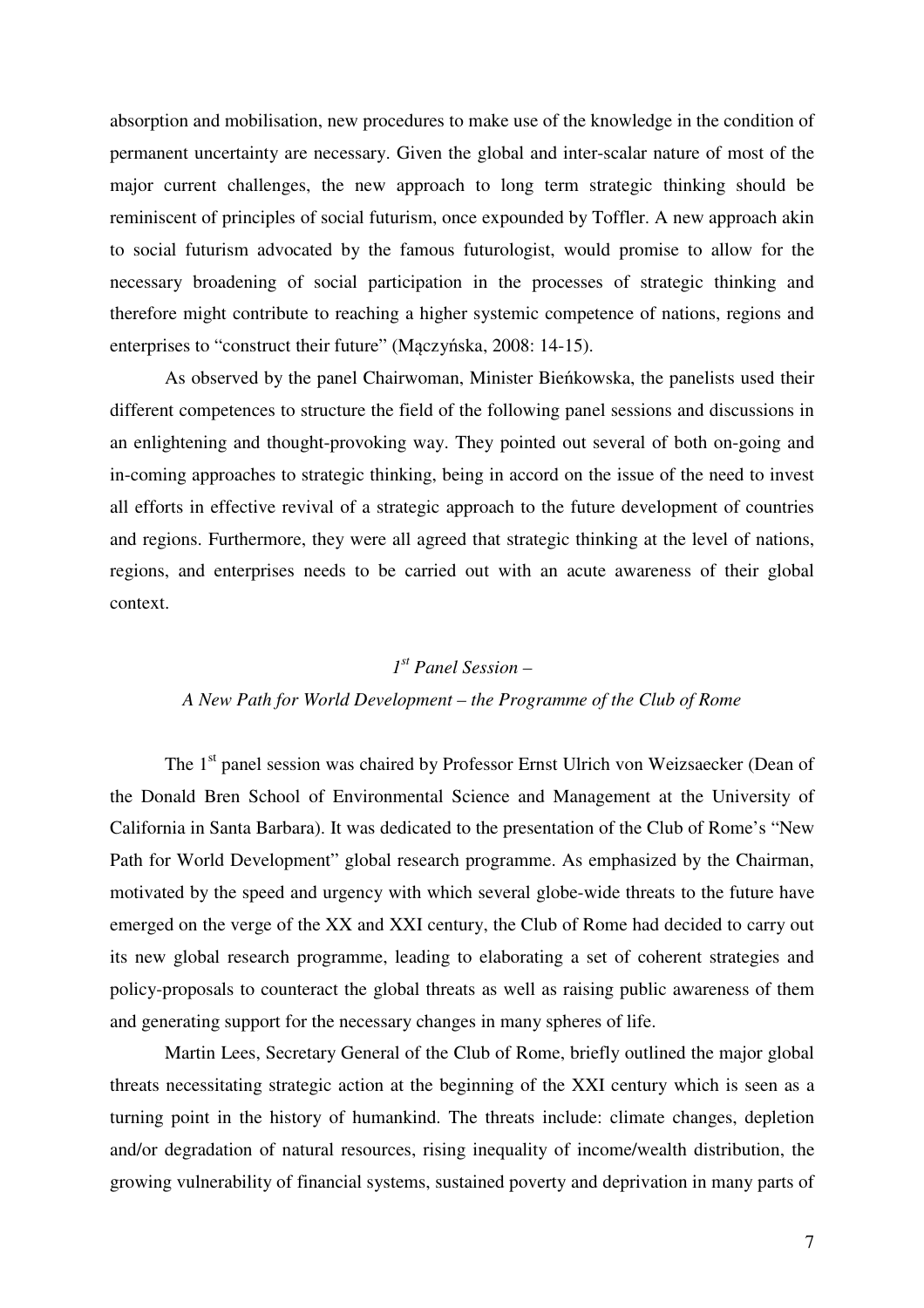absorption and mobilisation, new procedures to make use of the knowledge in the condition of permanent uncertainty are necessary. Given the global and inter-scalar nature of most of the major current challenges, the new approach to long term strategic thinking should be reminiscent of principles of social futurism, once expounded by Toffler. A new approach akin to social futurism advocated by the famous futurologist, would promise to allow for the necessary broadening of social participation in the processes of strategic thinking and therefore might contribute to reaching a higher systemic competence of nations, regions and enterprises to "construct their future" (Mączyńska, 2008: 14-15).

As observed by the panel Chairwoman, Minister Bieńkowska, the panelists used their different competences to structure the field of the following panel sessions and discussions in an enlightening and thought-provoking way. They pointed out several of both on-going and in-coming approaches to strategic thinking, being in accord on the issue of the need to invest all efforts in effective revival of a strategic approach to the future development of countries and regions. Furthermore, they were all agreed that strategic thinking at the level of nations, regions, and enterprises needs to be carried out with an acute awareness of their global context.

### *1st Panel Session – A New Path for World Development – the Programme of the Club of Rome*

The 1st panel session was chaired by Professor Ernst Ulrich von Weizsaecker (Dean of the Donald Bren School of Environmental Science and Management at the University of California in Santa Barbara). It was dedicated to the presentation of the Club of Rome's "New Path for World Development" global research programme. As emphasized by the Chairman, motivated by the speed and urgency with which several globe-wide threats to the future have emerged on the verge of the XX and XXI century, the Club of Rome had decided to carry out its new global research programme, leading to elaborating a set of coherent strategies and policy-proposals to counteract the global threats as well as raising public awareness of them and generating support for the necessary changes in many spheres of life.

Martin Lees, Secretary General of the Club of Rome, briefly outlined the major global threats necessitating strategic action at the beginning of the XXI century which is seen as a turning point in the history of humankind. The threats include: climate changes, depletion and/or degradation of natural resources, rising inequality of income/wealth distribution, the growing vulnerability of financial systems, sustained poverty and deprivation in many parts of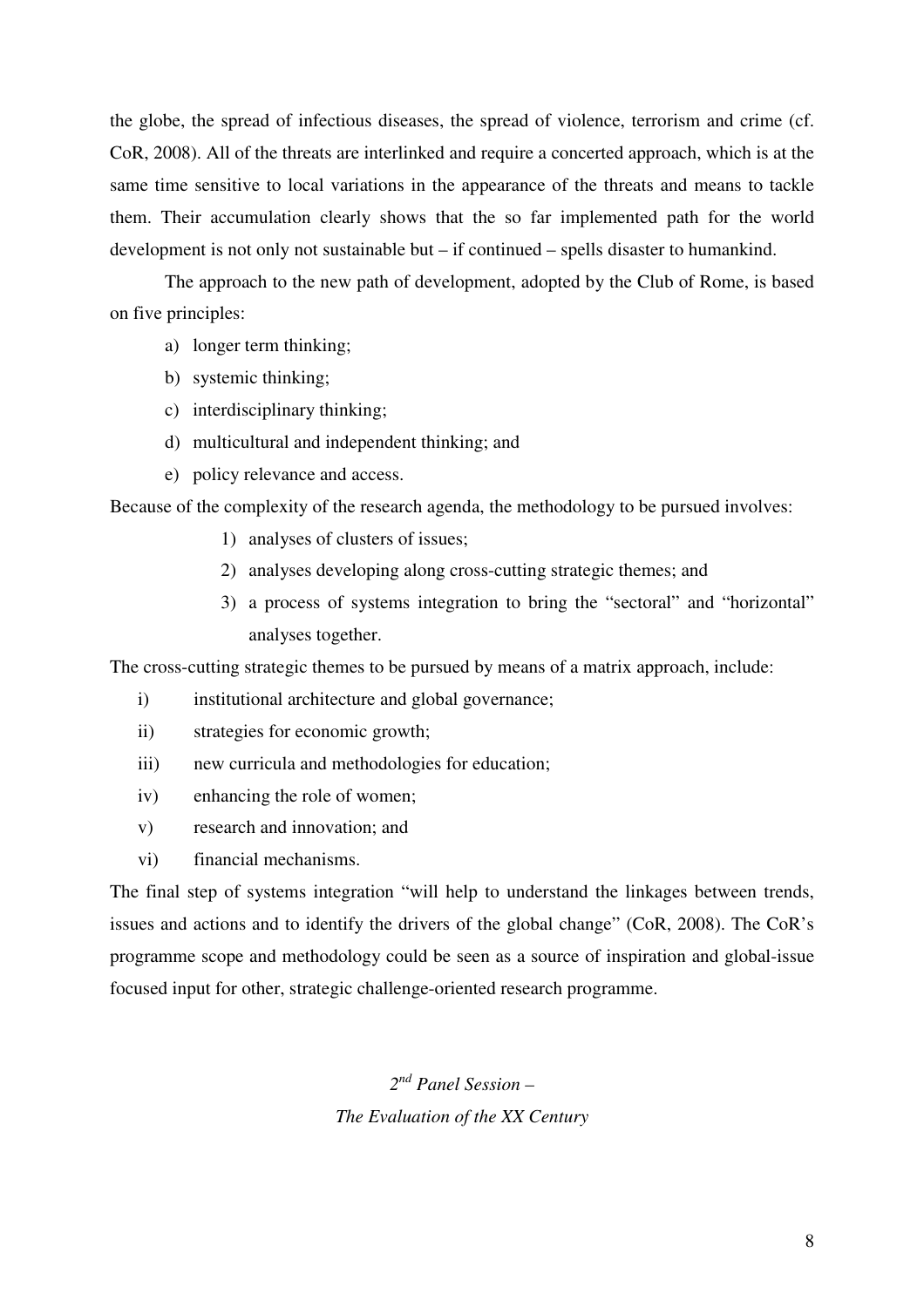the globe, the spread of infectious diseases, the spread of violence, terrorism and crime (cf. CoR, 2008). All of the threats are interlinked and require a concerted approach, which is at the same time sensitive to local variations in the appearance of the threats and means to tackle them. Their accumulation clearly shows that the so far implemented path for the world development is not only not sustainable but – if continued – spells disaster to humankind.

The approach to the new path of development, adopted by the Club of Rome, is based on five principles:

a) longer term thinking;
b) systemic thinking;
c) interdisciplinary thinking;
d) multicultural and independent thinking; and
e) policy relevance and access.

Because of the complexity of the research agenda, the methodology to be pursued involves:

1) analyses of clusters of issues;
2) analyses developing along cross-cutting strategic themes; and
3) a process of systems integration to bring the "sectoral" and "horizontal" analyses together.

The cross-cutting strategic themes to be pursued by means of a matrix approach, include:

i) institutional architecture and global governance;
ii) strategies for economic growth;
iii) new curricula and methodologies for education;
iv) enhancing the role of women;
v) research and innovation; and
vi) financial mechanisms.

The final step of systems integration "will help to understand the linkages between trends, issues and actions and to identify the drivers of the global change" (CoR, 2008). The CoR's programme scope and methodology could be seen as a source of inspiration and global-issue focused input for other, strategic challenge-oriented research programme.

## *2nd Panel Session – The Evaluation of the XX Century*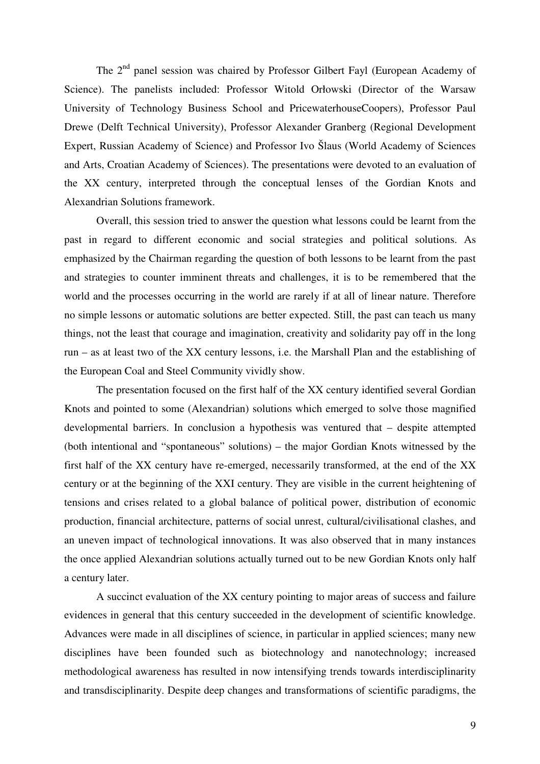The 2nd panel session was chaired by Professor Gilbert Fayl (European Academy of Science). The panelists included: Professor Witold Orłowski (Director of the Warsaw University of Technology Business School and PricewaterhouseCoopers), Professor Paul Drewe (Delft Technical University), Professor Alexander Granberg (Regional Development Expert, Russian Academy of Science) and Professor Ivo Šlaus (World Academy of Sciences and Arts, Croatian Academy of Sciences). The presentations were devoted to an evaluation of the XX century, interpreted through the conceptual lenses of the Gordian Knots and Alexandrian Solutions framework.

Overall, this session tried to answer the question what lessons could be learnt from the past in regard to different economic and social strategies and political solutions. As emphasized by the Chairman regarding the question of both lessons to be learnt from the past and strategies to counter imminent threats and challenges, it is to be remembered that the world and the processes occurring in the world are rarely if at all of linear nature. Therefore no simple lessons or automatic solutions are better expected. Still, the past can teach us many things, not the least that courage and imagination, creativity and solidarity pay off in the long run – as at least two of the XX century lessons, i.e. the Marshall Plan and the establishing of the European Coal and Steel Community vividly show.

The presentation focused on the first half of the XX century identified several Gordian Knots and pointed to some (Alexandrian) solutions which emerged to solve those magnified developmental barriers. In conclusion a hypothesis was ventured that – despite attempted (both intentional and "spontaneous" solutions) – the major Gordian Knots witnessed by the first half of the XX century have re-emerged, necessarily transformed, at the end of the XX century or at the beginning of the XXI century. They are visible in the current heightening of tensions and crises related to a global balance of political power, distribution of economic production, financial architecture, patterns of social unrest, cultural/civilisational clashes, and an uneven impact of technological innovations. It was also observed that in many instances the once applied Alexandrian solutions actually turned out to be new Gordian Knots only half a century later.

A succinct evaluation of the XX century pointing to major areas of success and failure evidences in general that this century succeeded in the development of scientific knowledge. Advances were made in all disciplines of science, in particular in applied sciences; many new disciplines have been founded such as biotechnology and nanotechnology; increased methodological awareness has resulted in now intensifying trends towards interdisciplinarity and transdisciplinarity. Despite deep changes and transformations of scientific paradigms, the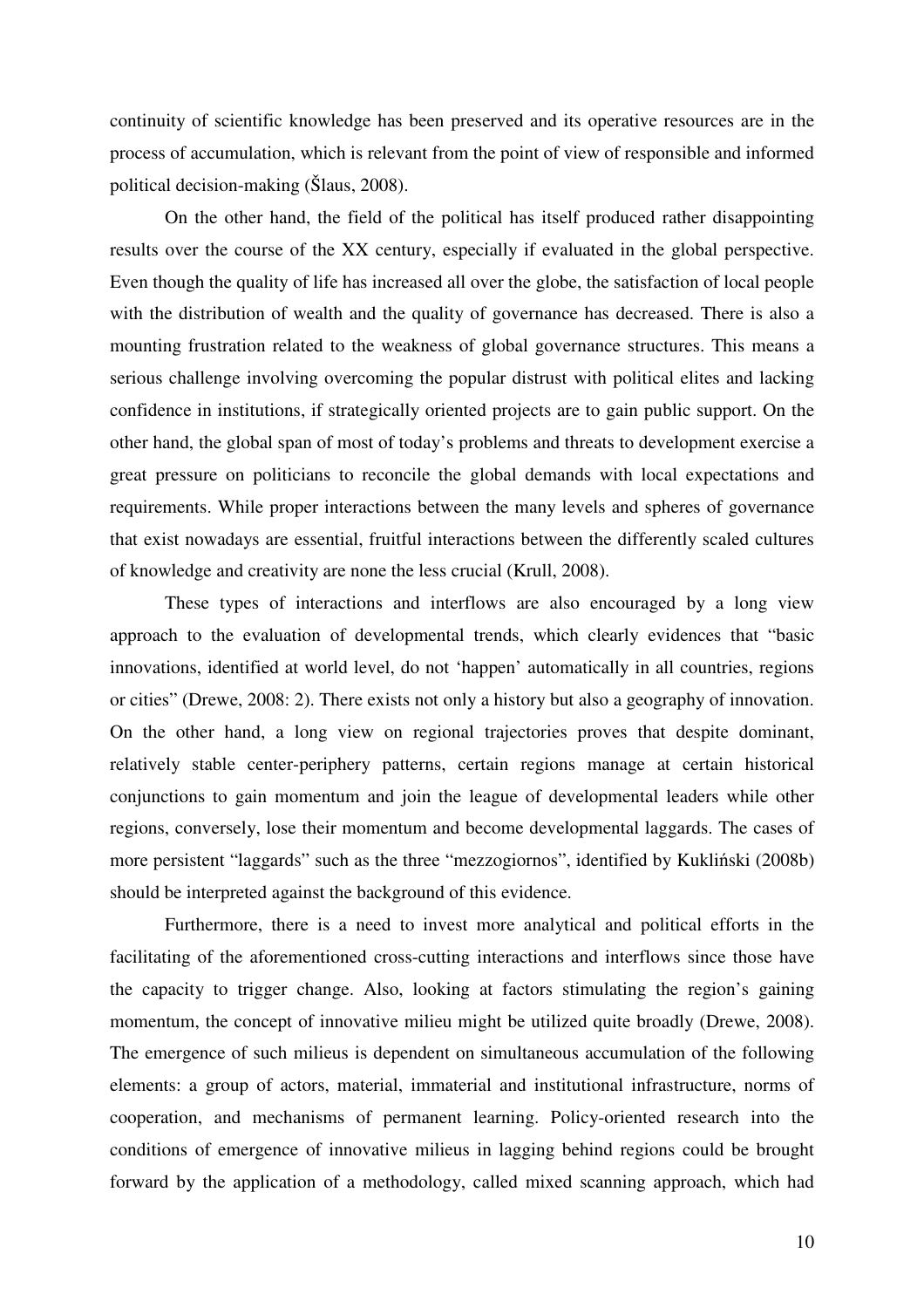continuity of scientific knowledge has been preserved and its operative resources are in the process of accumulation, which is relevant from the point of view of responsible and informed political decision-making (Šlaus, 2008).

On the other hand, the field of the political has itself produced rather disappointing results over the course of the XX century, especially if evaluated in the global perspective. Even though the quality of life has increased all over the globe, the satisfaction of local people with the distribution of wealth and the quality of governance has decreased. There is also a mounting frustration related to the weakness of global governance structures. This means a serious challenge involving overcoming the popular distrust with political elites and lacking confidence in institutions, if strategically oriented projects are to gain public support. On the other hand, the global span of most of today's problems and threats to development exercise a great pressure on politicians to reconcile the global demands with local expectations and requirements. While proper interactions between the many levels and spheres of governance that exist nowadays are essential, fruitful interactions between the differently scaled cultures of knowledge and creativity are none the less crucial (Krull, 2008).

These types of interactions and interflows are also encouraged by a long view approach to the evaluation of developmental trends, which clearly evidences that "basic innovations, identified at world level, do not 'happen' automatically in all countries, regions or cities" (Drewe, 2008: 2). There exists not only a history but also a geography of innovation. On the other hand, a long view on regional trajectories proves that despite dominant, relatively stable center-periphery patterns, certain regions manage at certain historical conjunctions to gain momentum and join the league of developmental leaders while other regions, conversely, lose their momentum and become developmental laggards. The cases of more persistent "laggards" such as the three "mezzogiornos", identified by Kukliński (2008b) should be interpreted against the background of this evidence.

Furthermore, there is a need to invest more analytical and political efforts in the facilitating of the aforementioned cross-cutting interactions and interflows since those have the capacity to trigger change. Also, looking at factors stimulating the region's gaining momentum, the concept of innovative milieu might be utilized quite broadly (Drewe, 2008). The emergence of such milieus is dependent on simultaneous accumulation of the following elements: a group of actors, material, immaterial and institutional infrastructure, norms of cooperation, and mechanisms of permanent learning. Policy-oriented research into the conditions of emergence of innovative milieus in lagging behind regions could be brought forward by the application of a methodology, called mixed scanning approach, which had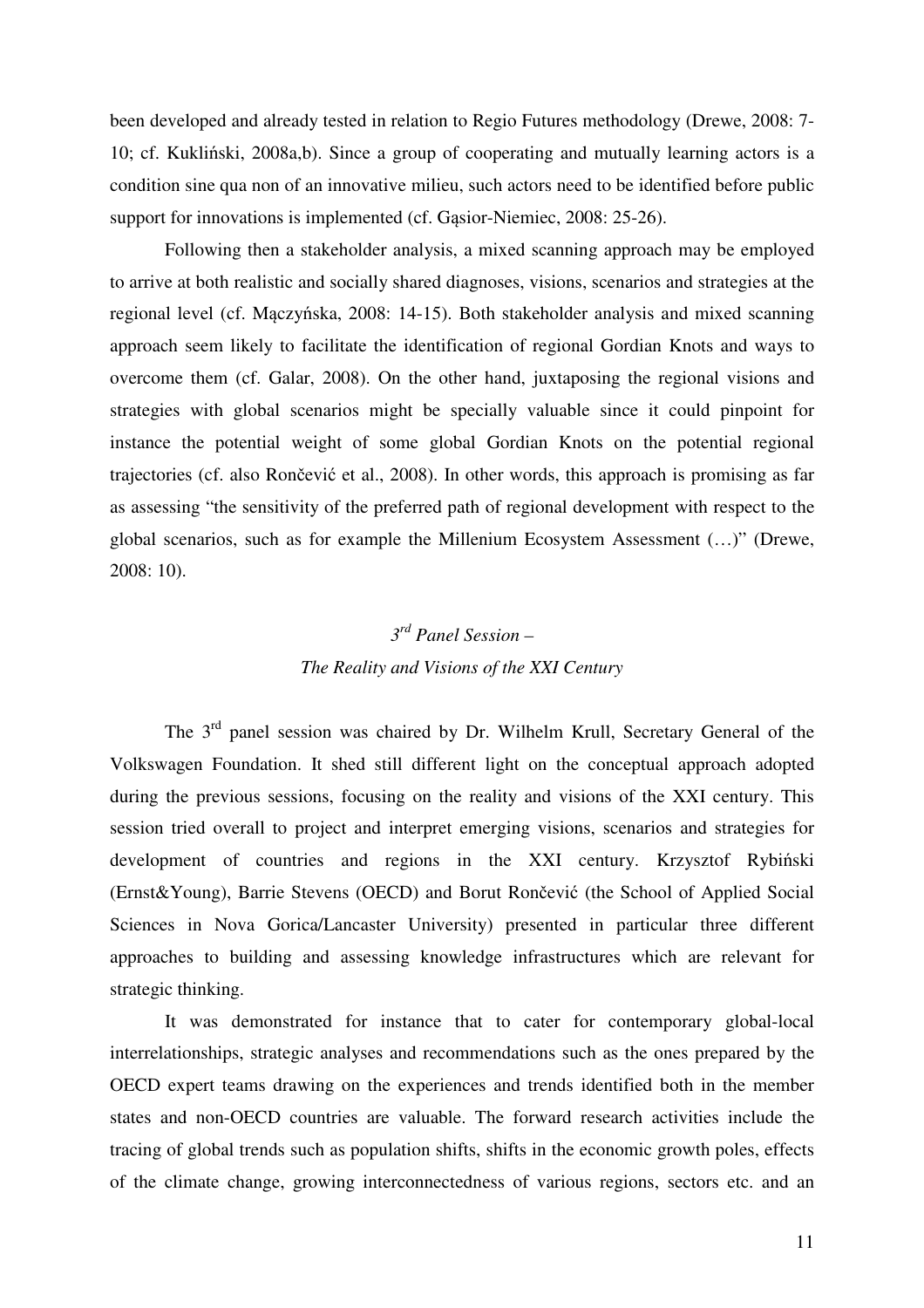been developed and already tested in relation to Regio Futures methodology (Drewe, 2008: 7-10; cf. Kukliński, 2008a,b). Since a group of cooperating and mutually learning actors is a condition sine qua non of an innovative milieu, such actors need to be identified before public support for innovations is implemented (cf. Gąsior-Niemiec, 2008: 25-26).

Following then a stakeholder analysis, a mixed scanning approach may be employed to arrive at both realistic and socially shared diagnoses, visions, scenarios and strategies at the regional level (cf. Mączyńska, 2008: 14-15). Both stakeholder analysis and mixed scanning approach seem likely to facilitate the identification of regional Gordian Knots and ways to overcome them (cf. Galar, 2008). On the other hand, juxtaposing the regional visions and strategies with global scenarios might be specially valuable since it could pinpoint for instance the potential weight of some global Gordian Knots on the potential regional trajectories (cf. also Rončević et al., 2008). In other words, this approach is promising as far as assessing "the sensitivity of the preferred path of regional development with respect to the global scenarios, such as for example the Millenium Ecosystem Assessment (…)" (Drewe, 2008: 10).

### *3rd Panel Session – The Reality and Visions of the XXI Century*

The 3rd panel session was chaired by Dr. Wilhelm Krull, Secretary General of the Volkswagen Foundation. It shed still different light on the conceptual approach adopted during the previous sessions, focusing on the reality and visions of the XXI century. This session tried overall to project and interpret emerging visions, scenarios and strategies for development of countries and regions in the XXI century. Krzysztof Rybiński (Ernst&Young), Barrie Stevens (OECD) and Borut Rončević (the School of Applied Social Sciences in Nova Gorica/Lancaster University) presented in particular three different approaches to building and assessing knowledge infrastructures which are relevant for strategic thinking.

It was demonstrated for instance that to cater for contemporary global-local interrelationships, strategic analyses and recommendations such as the ones prepared by the OECD expert teams drawing on the experiences and trends identified both in the member states and non-OECD countries are valuable. The forward research activities include the tracing of global trends such as population shifts, shifts in the economic growth poles, effects of the climate change, growing interconnectedness of various regions, sectors etc. and an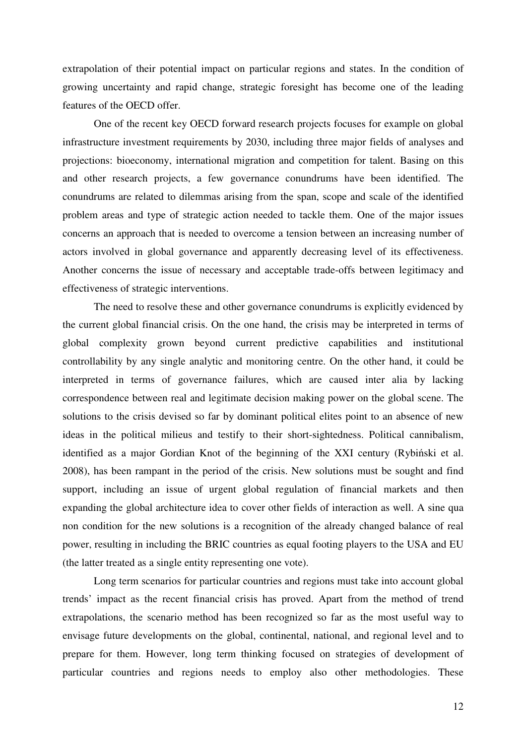extrapolation of their potential impact on particular regions and states. In the condition of growing uncertainty and rapid change, strategic foresight has become one of the leading features of the OECD offer.

One of the recent key OECD forward research projects focuses for example on global infrastructure investment requirements by 2030, including three major fields of analyses and projections: bioeconomy, international migration and competition for talent. Basing on this and other research projects, a few governance conundrums have been identified. The conundrums are related to dilemmas arising from the span, scope and scale of the identified problem areas and type of strategic action needed to tackle them. One of the major issues concerns an approach that is needed to overcome a tension between an increasing number of actors involved in global governance and apparently decreasing level of its effectiveness. Another concerns the issue of necessary and acceptable trade-offs between legitimacy and effectiveness of strategic interventions.

The need to resolve these and other governance conundrums is explicitly evidenced by the current global financial crisis. On the one hand, the crisis may be interpreted in terms of global complexity grown beyond current predictive capabilities and institutional controllability by any single analytic and monitoring centre. On the other hand, it could be interpreted in terms of governance failures, which are caused inter alia by lacking correspondence between real and legitimate decision making power on the global scene. The solutions to the crisis devised so far by dominant political elites point to an absence of new ideas in the political milieus and testify to their short-sightedness. Political cannibalism, identified as a major Gordian Knot of the beginning of the XXI century (Rybiński et al. 2008), has been rampant in the period of the crisis. New solutions must be sought and find support, including an issue of urgent global regulation of financial markets and then expanding the global architecture idea to cover other fields of interaction as well. A sine qua non condition for the new solutions is a recognition of the already changed balance of real power, resulting in including the BRIC countries as equal footing players to the USA and EU (the latter treated as a single entity representing one vote).

Long term scenarios for particular countries and regions must take into account global trends' impact as the recent financial crisis has proved. Apart from the method of trend extrapolations, the scenario method has been recognized so far as the most useful way to envisage future developments on the global, continental, national, and regional level and to prepare for them. However, long term thinking focused on strategies of development of particular countries and regions needs to employ also other methodologies. These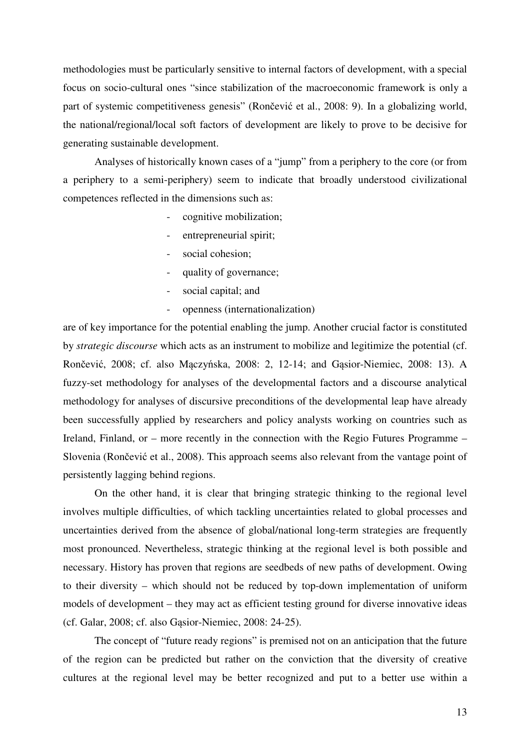methodologies must be particularly sensitive to internal factors of development, with a special focus on socio-cultural ones "since stabilization of the macroeconomic framework is only a part of systemic competitiveness genesis" (Rončević et al., 2008: 9). In a globalizing world, the national/regional/local soft factors of development are likely to prove to be decisive for generating sustainable development.

Analyses of historically known cases of a "jump" from a periphery to the core (or from a periphery to a semi-periphery) seem to indicate that broadly understood civilizational competences reflected in the dimensions such as:

- cognitive mobilization;
- entrepreneurial spirit;
- social cohesion;
- quality of governance;
- social capital; and
- openness (internationalization)

are of key importance for the potential enabling the jump. Another crucial factor is constituted by *strategic discourse* which acts as an instrument to mobilize and legitimize the potential (cf. Rončević, 2008; cf. also Mączyńska, 2008: 2, 12-14; and Gąsior-Niemiec, 2008: 13). A fuzzy-set methodology for analyses of the developmental factors and a discourse analytical methodology for analyses of discursive preconditions of the developmental leap have already been successfully applied by researchers and policy analysts working on countries such as Ireland, Finland, or – more recently in the connection with the Regio Futures Programme – Slovenia (Rončević et al., 2008). This approach seems also relevant from the vantage point of persistently lagging behind regions.

On the other hand, it is clear that bringing strategic thinking to the regional level involves multiple difficulties, of which tackling uncertainties related to global processes and uncertainties derived from the absence of global/national long-term strategies are frequently most pronounced. Nevertheless, strategic thinking at the regional level is both possible and necessary. History has proven that regions are seedbeds of new paths of development. Owing to their diversity – which should not be reduced by top-down implementation of uniform models of development – they may act as efficient testing ground for diverse innovative ideas (cf. Galar, 2008; cf. also Gąsior-Niemiec, 2008: 24-25).

The concept of "future ready regions" is premised not on an anticipation that the future of the region can be predicted but rather on the conviction that the diversity of creative cultures at the regional level may be better recognized and put to a better use within a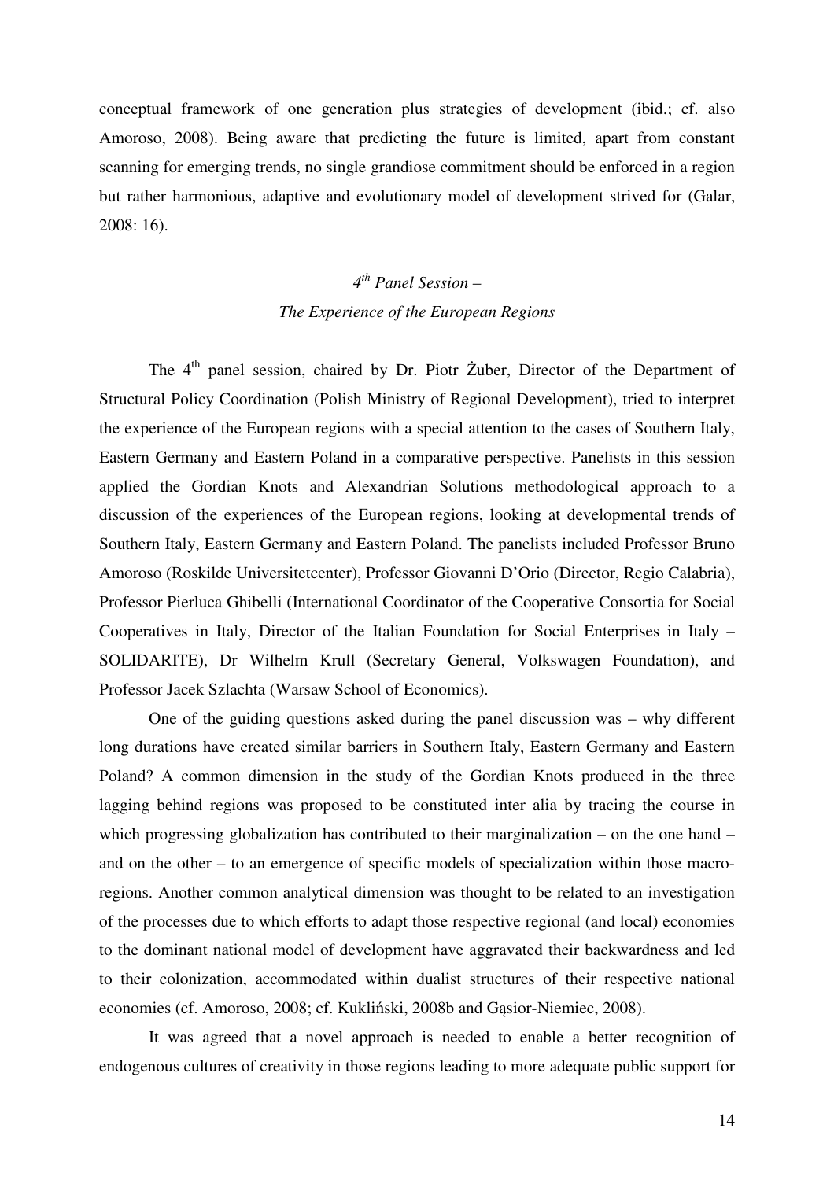conceptual framework of one generation plus strategies of development (ibid.; cf. also Amoroso, 2008). Being aware that predicting the future is limited, apart from constant scanning for emerging trends, no single grandiose commitment should be enforced in a region but rather harmonious, adaptive and evolutionary model of development strived for (Galar, 2008: 16).

### *4th Panel Session – The Experience of the European Regions*

The 4th panel session, chaired by Dr. Piotr Żuber, Director of the Department of Structural Policy Coordination (Polish Ministry of Regional Development), tried to interpret the experience of the European regions with a special attention to the cases of Southern Italy, Eastern Germany and Eastern Poland in a comparative perspective. Panelists in this session applied the Gordian Knots and Alexandrian Solutions methodological approach to a discussion of the experiences of the European regions, looking at developmental trends of Southern Italy, Eastern Germany and Eastern Poland. The panelists included Professor Bruno Amoroso (Roskilde Universitetcenter), Professor Giovanni D'Orio (Director, Regio Calabria), Professor Pierluca Ghibelli (International Coordinator of the Cooperative Consortia for Social Cooperatives in Italy, Director of the Italian Foundation for Social Enterprises in Italy – SOLIDARITE), Dr Wilhelm Krull (Secretary General, Volkswagen Foundation), and Professor Jacek Szlachta (Warsaw School of Economics).

One of the guiding questions asked during the panel discussion was – why different long durations have created similar barriers in Southern Italy, Eastern Germany and Eastern Poland? A common dimension in the study of the Gordian Knots produced in the three lagging behind regions was proposed to be constituted inter alia by tracing the course in which progressing globalization has contributed to their marginalization – on the one hand – and on the other – to an emergence of specific models of specialization within those macro-regions. Another common analytical dimension was thought to be related to an investigation of the processes due to which efforts to adapt those respective regional (and local) economies to the dominant national model of development have aggravated their backwardness and led to their colonization, accommodated within dualist structures of their respective national economies (cf. Amoroso, 2008; cf. Kukliński, 2008b and Gąsior-Niemiec, 2008).

It was agreed that a novel approach is needed to enable a better recognition of endogenous cultures of creativity in those regions leading to more adequate public support for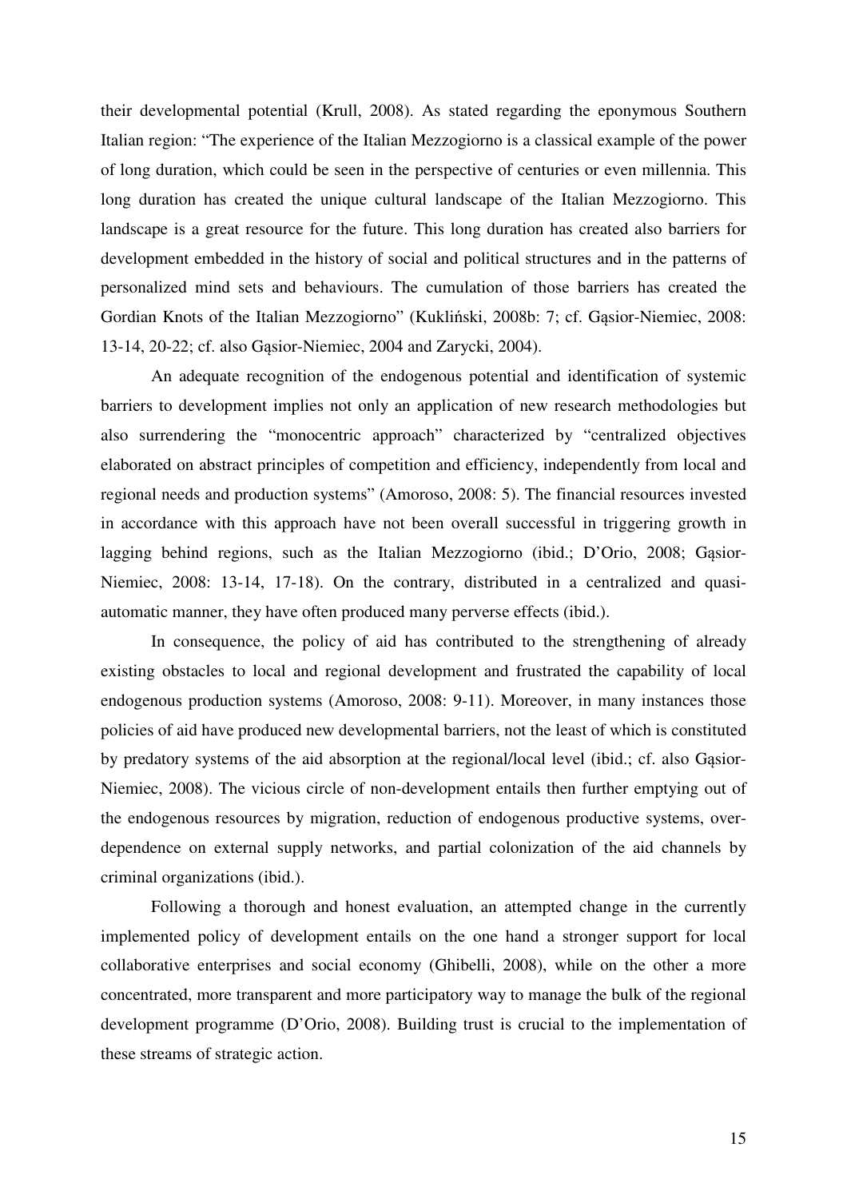their developmental potential (Krull, 2008). As stated regarding the eponymous Southern Italian region: "The experience of the Italian Mezzogiorno is a classical example of the power of long duration, which could be seen in the perspective of centuries or even millennia. This long duration has created the unique cultural landscape of the Italian Mezzogiorno. This landscape is a great resource for the future. This long duration has created also barriers for development embedded in the history of social and political structures and in the patterns of personalized mind sets and behaviours. The cumulation of those barriers has created the Gordian Knots of the Italian Mezzogiorno" (Kukliński, 2008b: 7; cf. Gąsior-Niemiec, 2008: 13-14, 20-22; cf. also Gąsior-Niemiec, 2004 and Zarycki, 2004).

An adequate recognition of the endogenous potential and identification of systemic barriers to development implies not only an application of new research methodologies but also surrendering the "monocentric approach" characterized by "centralized objectives elaborated on abstract principles of competition and efficiency, independently from local and regional needs and production systems" (Amoroso, 2008: 5). The financial resources invested in accordance with this approach have not been overall successful in triggering growth in lagging behind regions, such as the Italian Mezzogiorno (ibid.; D'Orio, 2008; Gąsior-Niemiec, 2008: 13-14, 17-18). On the contrary, distributed in a centralized and quasi-automatic manner, they have often produced many perverse effects (ibid.).

In consequence, the policy of aid has contributed to the strengthening of already existing obstacles to local and regional development and frustrated the capability of local endogenous production systems (Amoroso, 2008: 9-11). Moreover, in many instances those policies of aid have produced new developmental barriers, not the least of which is constituted by predatory systems of the aid absorption at the regional/local level (ibid.; cf. also Gąsior-Niemiec, 2008). The vicious circle of non-development entails then further emptying out of the endogenous resources by migration, reduction of endogenous productive systems, over-dependence on external supply networks, and partial colonization of the aid channels by criminal organizations (ibid.).

Following a thorough and honest evaluation, an attempted change in the currently implemented policy of development entails on the one hand a stronger support for local collaborative enterprises and social economy (Ghibelli, 2008), while on the other a more concentrated, more transparent and more participatory way to manage the bulk of the regional development programme (D'Orio, 2008). Building trust is crucial to the implementation of these streams of strategic action.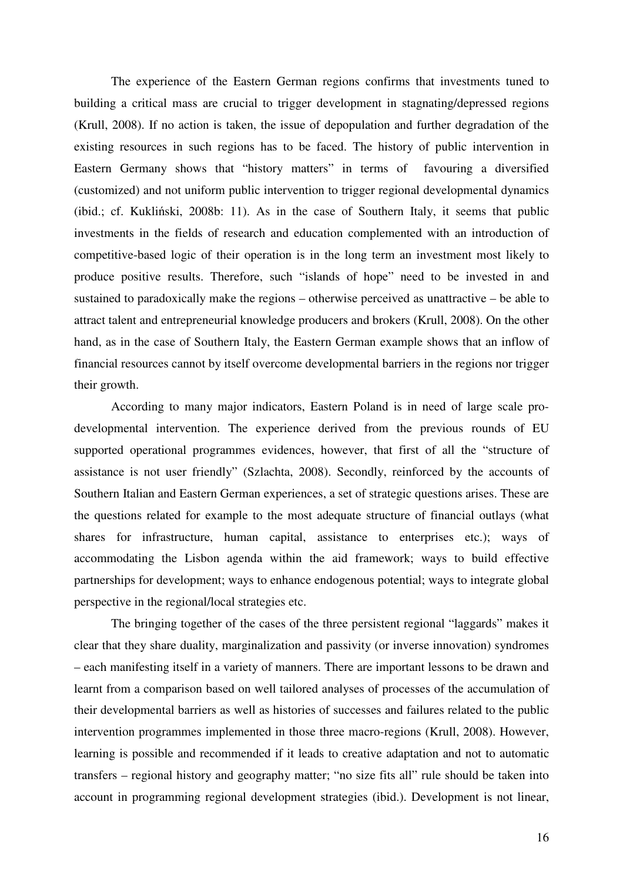The experience of the Eastern German regions confirms that investments tuned to building a critical mass are crucial to trigger development in stagnating/depressed regions (Krull, 2008). If no action is taken, the issue of depopulation and further degradation of the existing resources in such regions has to be faced. The history of public intervention in Eastern Germany shows that "history matters" in terms of favouring a diversified (customized) and not uniform public intervention to trigger regional developmental dynamics (ibid.; cf. Kukliński, 2008b: 11). As in the case of Southern Italy, it seems that public investments in the fields of research and education complemented with an introduction of competitive-based logic of their operation is in the long term an investment most likely to produce positive results. Therefore, such "islands of hope" need to be invested in and sustained to paradoxically make the regions – otherwise perceived as unattractive – be able to attract talent and entrepreneurial knowledge producers and brokers (Krull, 2008). On the other hand, as in the case of Southern Italy, the Eastern German example shows that an inflow of financial resources cannot by itself overcome developmental barriers in the regions nor trigger their growth.

According to many major indicators, Eastern Poland is in need of large scale pro-developmental intervention. The experience derived from the previous rounds of EU supported operational programmes evidences, however, that first of all the "structure of assistance is not user friendly" (Szlachta, 2008). Secondly, reinforced by the accounts of Southern Italian and Eastern German experiences, a set of strategic questions arises. These are the questions related for example to the most adequate structure of financial outlays (what shares for infrastructure, human capital, assistance to enterprises etc.); ways of accommodating the Lisbon agenda within the aid framework; ways to build effective partnerships for development; ways to enhance endogenous potential; ways to integrate global perspective in the regional/local strategies etc.

The bringing together of the cases of the three persistent regional "laggards" makes it clear that they share duality, marginalization and passivity (or inverse innovation) syndromes – each manifesting itself in a variety of manners. There are important lessons to be drawn and learnt from a comparison based on well tailored analyses of processes of the accumulation of their developmental barriers as well as histories of successes and failures related to the public intervention programmes implemented in those three macro-regions (Krull, 2008). However, learning is possible and recommended if it leads to creative adaptation and not to automatic transfers – regional history and geography matter; "no size fits all" rule should be taken into account in programming regional development strategies (ibid.). Development is not linear,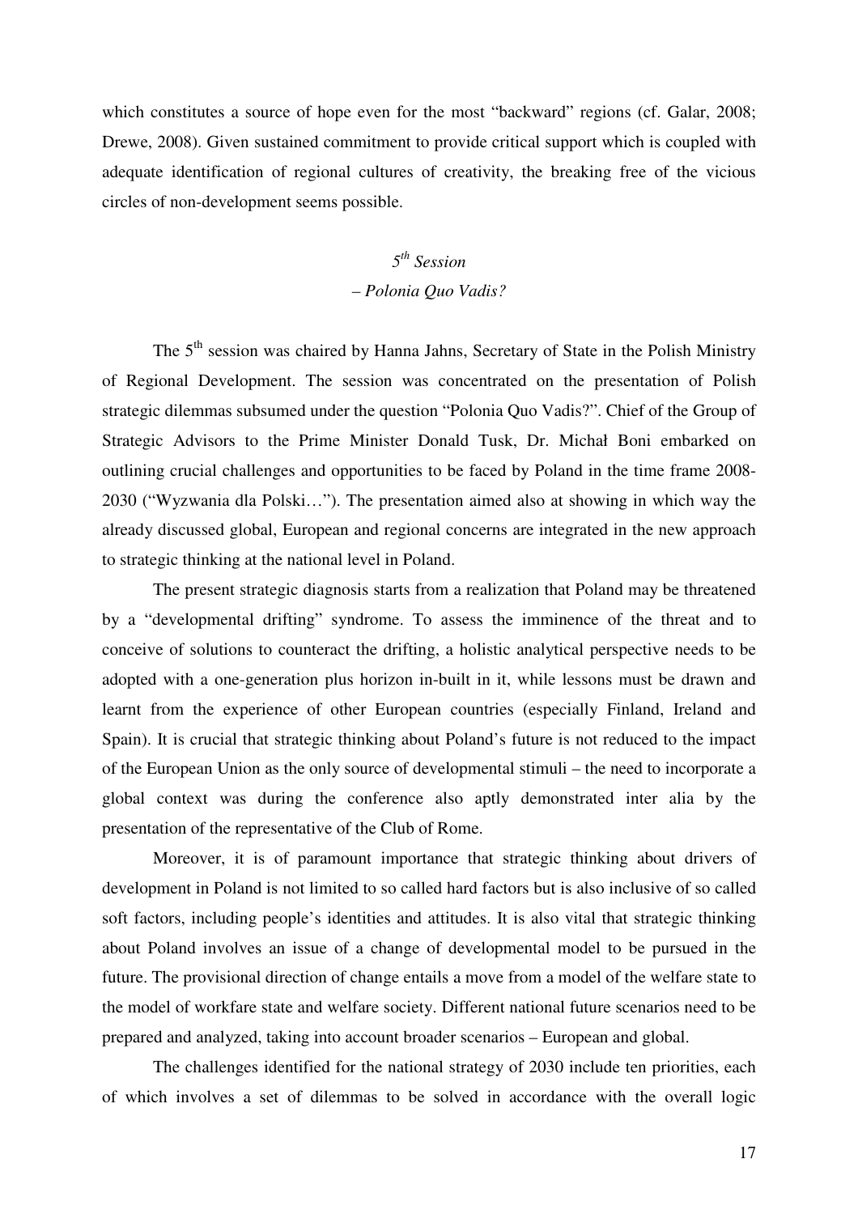which constitutes a source of hope even for the most "backward" regions (cf. Galar, 2008; Drewe, 2008). Given sustained commitment to provide critical support which is coupled with adequate identification of regional cultures of creativity, the breaking free of the vicious circles of non-development seems possible.

### *5th Session – Polonia Quo Vadis?*

The 5th session was chaired by Hanna Jahns, Secretary of State in the Polish Ministry of Regional Development. The session was concentrated on the presentation of Polish strategic dilemmas subsumed under the question "Polonia Quo Vadis?". Chief of the Group of Strategic Advisors to the Prime Minister Donald Tusk, Dr. Michał Boni embarked on outlining crucial challenges and opportunities to be faced by Poland in the time frame 2008-2030 ("Wyzwania dla Polski…"). The presentation aimed also at showing in which way the already discussed global, European and regional concerns are integrated in the new approach to strategic thinking at the national level in Poland.

The present strategic diagnosis starts from a realization that Poland may be threatened by a "developmental drifting" syndrome. To assess the imminence of the threat and to conceive of solutions to counteract the drifting, a holistic analytical perspective needs to be adopted with a one-generation plus horizon in-built in it, while lessons must be drawn and learnt from the experience of other European countries (especially Finland, Ireland and Spain). It is crucial that strategic thinking about Poland's future is not reduced to the impact of the European Union as the only source of developmental stimuli – the need to incorporate a global context was during the conference also aptly demonstrated inter alia by the presentation of the representative of the Club of Rome.

Moreover, it is of paramount importance that strategic thinking about drivers of development in Poland is not limited to so called hard factors but is also inclusive of so called soft factors, including people's identities and attitudes. It is also vital that strategic thinking about Poland involves an issue of a change of developmental model to be pursued in the future. The provisional direction of change entails a move from a model of the welfare state to the model of workfare state and welfare society. Different national future scenarios need to be prepared and analyzed, taking into account broader scenarios – European and global.

The challenges identified for the national strategy of 2030 include ten priorities, each of which involves a set of dilemmas to be solved in accordance with the overall logic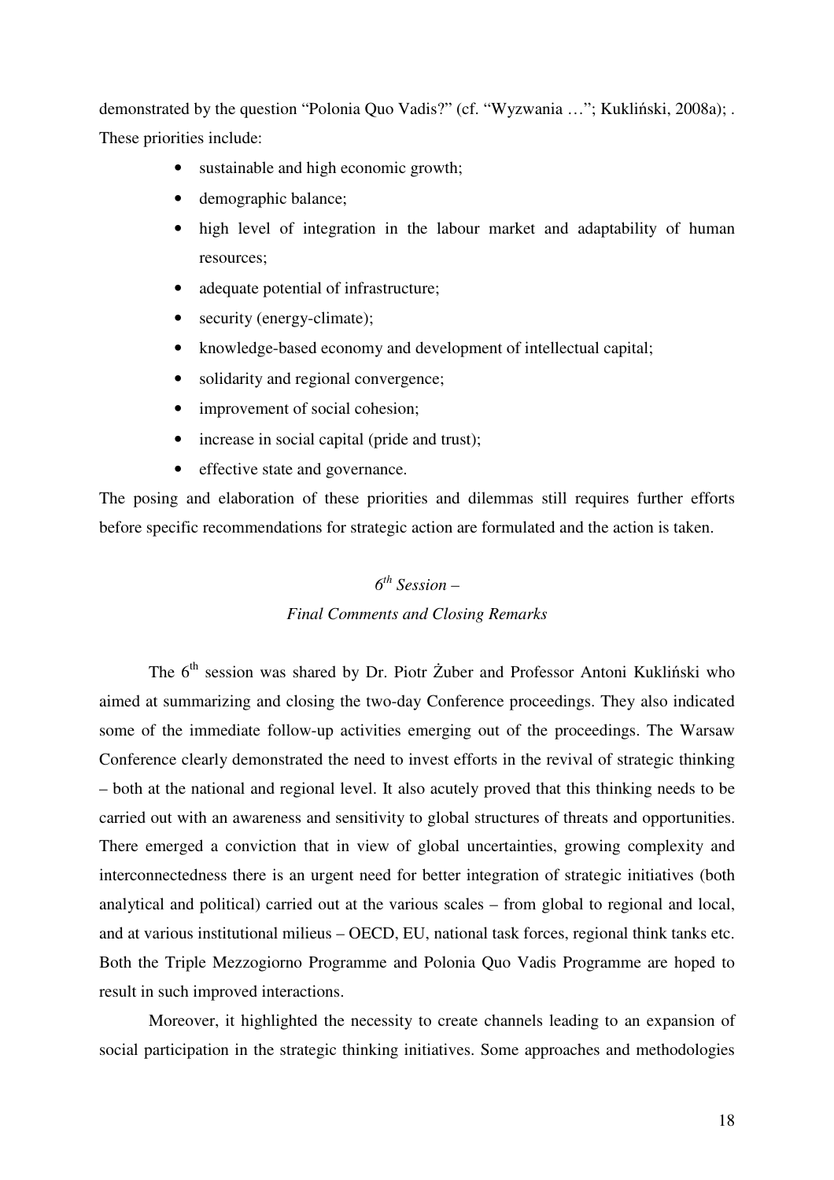demonstrated by the question "Polonia Quo Vadis?" (cf. "Wyzwania …"; Kukliński, 2008a); . These priorities include:

- sustainable and high economic growth;
- demographic balance;
- high level of integration in the labour market and adaptability of human resources;
- adequate potential of infrastructure;
- security (energy-climate);
- knowledge-based economy and development of intellectual capital;
- solidarity and regional convergence;
- improvement of social cohesion;
- increase in social capital (pride and trust);
- effective state and governance.

The posing and elaboration of these priorities and dilemmas still requires further efforts before specific recommendations for strategic action are formulated and the action is taken.

### *6th Session –*
### *Final Comments and Closing Remarks*

The 6th session was shared by Dr. Piotr Żuber and Professor Antoni Kukliński who aimed at summarizing and closing the two-day Conference proceedings. They also indicated some of the immediate follow-up activities emerging out of the proceedings. The Warsaw Conference clearly demonstrated the need to invest efforts in the revival of strategic thinking – both at the national and regional level. It also acutely proved that this thinking needs to be carried out with an awareness and sensitivity to global structures of threats and opportunities. There emerged a conviction that in view of global uncertainties, growing complexity and interconnectedness there is an urgent need for better integration of strategic initiatives (both analytical and political) carried out at the various scales – from global to regional and local, and at various institutional milieus – OECD, EU, national task forces, regional think tanks etc. Both the Triple Mezzogiorno Programme and Polonia Quo Vadis Programme are hoped to result in such improved interactions.

Moreover, it highlighted the necessity to create channels leading to an expansion of social participation in the strategic thinking initiatives. Some approaches and methodologies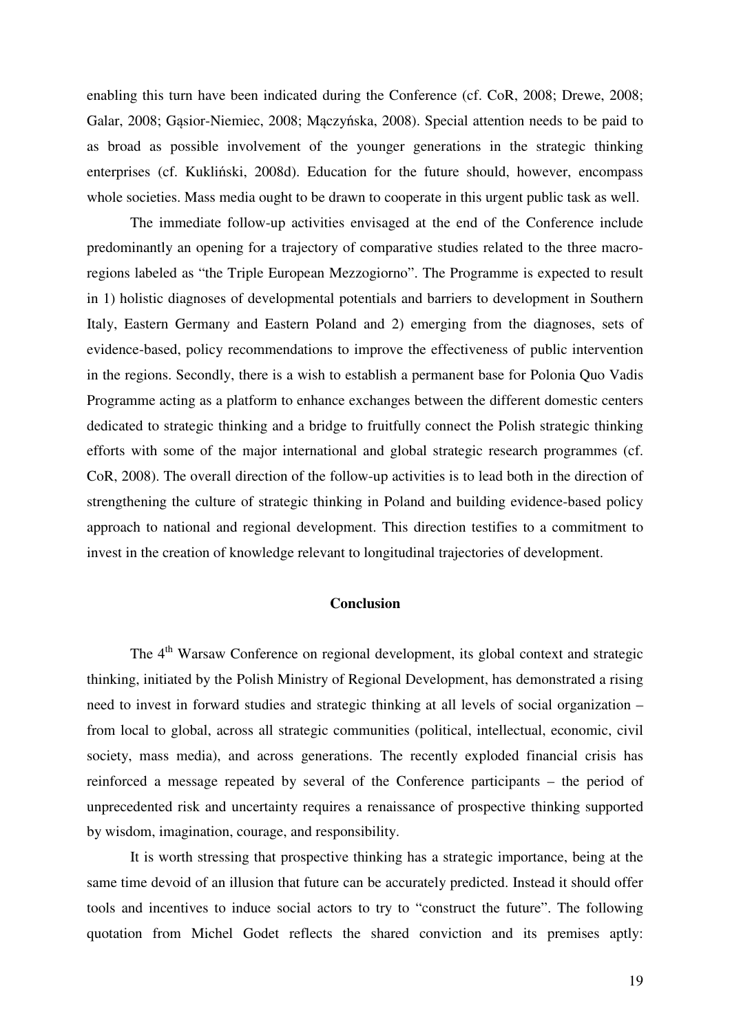enabling this turn have been indicated during the Conference (cf. CoR, 2008; Drewe, 2008; Galar, 2008; Gąsior-Niemiec, 2008; Mączyńska, 2008). Special attention needs to be paid to as broad as possible involvement of the younger generations in the strategic thinking enterprises (cf. Kukliński, 2008d). Education for the future should, however, encompass whole societies. Mass media ought to be drawn to cooperate in this urgent public task as well.

The immediate follow-up activities envisaged at the end of the Conference include predominantly an opening for a trajectory of comparative studies related to the three macro-regions labeled as "the Triple European Mezzogiorno". The Programme is expected to result in 1) holistic diagnoses of developmental potentials and barriers to development in Southern Italy, Eastern Germany and Eastern Poland and 2) emerging from the diagnoses, sets of evidence-based, policy recommendations to improve the effectiveness of public intervention in the regions. Secondly, there is a wish to establish a permanent base for Polonia Quo Vadis Programme acting as a platform to enhance exchanges between the different domestic centers dedicated to strategic thinking and a bridge to fruitfully connect the Polish strategic thinking efforts with some of the major international and global strategic research programmes (cf. CoR, 2008). The overall direction of the follow-up activities is to lead both in the direction of strengthening the culture of strategic thinking in Poland and building evidence-based policy approach to national and regional development. This direction testifies to a commitment to invest in the creation of knowledge relevant to longitudinal trajectories of development.

## Conclusion

The 4th Warsaw Conference on regional development, its global context and strategic thinking, initiated by the Polish Ministry of Regional Development, has demonstrated a rising need to invest in forward studies and strategic thinking at all levels of social organization – from local to global, across all strategic communities (political, intellectual, economic, civil society, mass media), and across generations. The recently exploded financial crisis has reinforced a message repeated by several of the Conference participants – the period of unprecedented risk and uncertainty requires a renaissance of prospective thinking supported by wisdom, imagination, courage, and responsibility.

It is worth stressing that prospective thinking has a strategic importance, being at the same time devoid of an illusion that future can be accurately predicted. Instead it should offer tools and incentives to induce social actors to try to "construct the future". The following quotation from Michel Godet reflects the shared conviction and its premises aptly: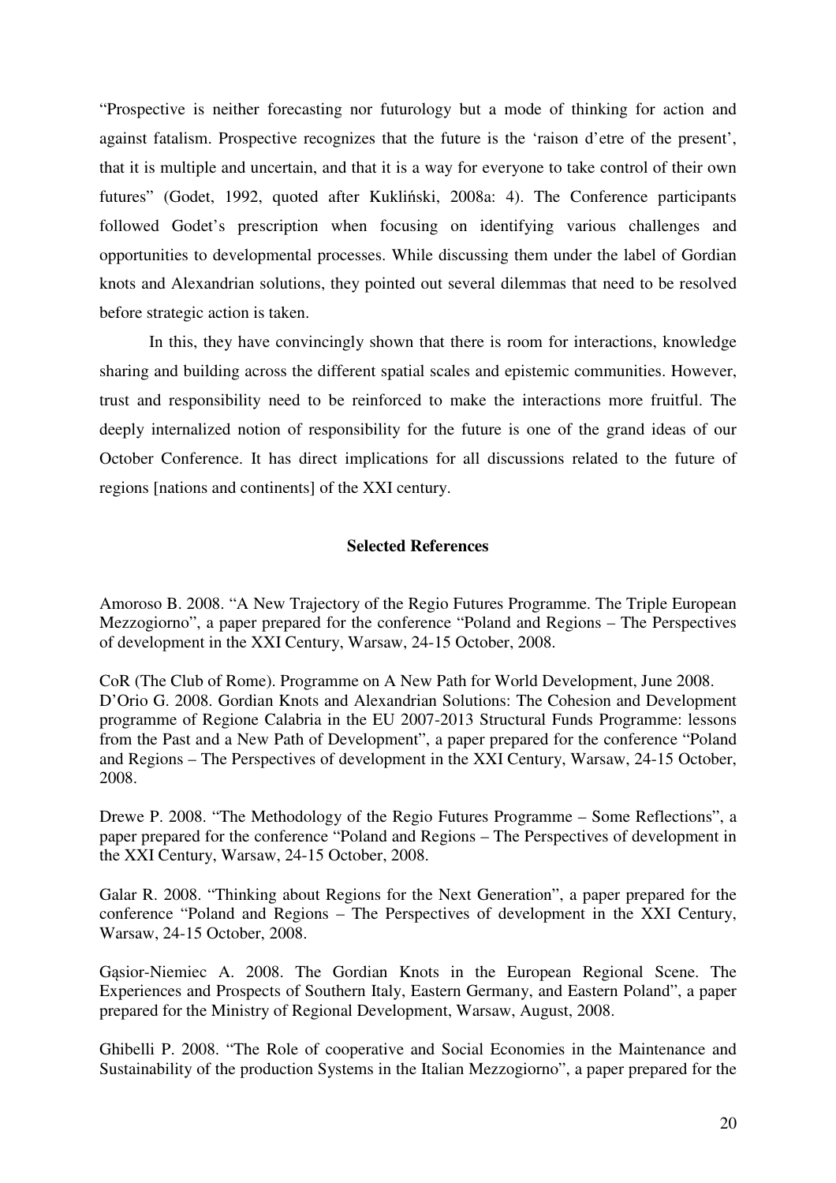"Prospective is neither forecasting nor futurology but a mode of thinking for action and against fatalism. Prospective recognizes that the future is the 'raison d'etre of the present', that it is multiple and uncertain, and that it is a way for everyone to take control of their own futures" (Godet, 1992, quoted after Kukliński, 2008a: 4). The Conference participants followed Godet's prescription when focusing on identifying various challenges and opportunities to developmental processes. While discussing them under the label of Gordian knots and Alexandrian solutions, they pointed out several dilemmas that need to be resolved before strategic action is taken.

In this, they have convincingly shown that there is room for interactions, knowledge sharing and building across the different spatial scales and epistemic communities. However, trust and responsibility need to be reinforced to make the interactions more fruitful. The deeply internalized notion of responsibility for the future is one of the grand ideas of our October Conference. It has direct implications for all discussions related to the future of regions [nations and continents] of the XXI century.

**Selected References**

Amoroso B. 2008. "A New Trajectory of the Regio Futures Programme. The Triple European Mezzogiorno", a paper prepared for the conference "Poland and Regions – The Perspectives of development in the XXI Century, Warsaw, 24-15 October, 2008.

CoR (The Club of Rome). Programme on A New Path for World Development, June 2008.
D'Orio G. 2008. Gordian Knots and Alexandrian Solutions: The Cohesion and Development programme of Regione Calabria in the EU 2007-2013 Structural Funds Programme: lessons from the Past and a New Path of Development", a paper prepared for the conference "Poland and Regions – The Perspectives of development in the XXI Century, Warsaw, 24-15 October, 2008.

Drewe P. 2008. "The Methodology of the Regio Futures Programme – Some Reflections", a paper prepared for the conference "Poland and Regions – The Perspectives of development in the XXI Century, Warsaw, 24-15 October, 2008.

Galar R. 2008. "Thinking about Regions for the Next Generation", a paper prepared for the conference "Poland and Regions – The Perspectives of development in the XXI Century, Warsaw, 24-15 October, 2008.

Gąsior-Niemiec A. 2008. The Gordian Knots in the European Regional Scene. The Experiences and Prospects of Southern Italy, Eastern Germany, and Eastern Poland", a paper prepared for the Ministry of Regional Development, Warsaw, August, 2008.

Ghibelli P. 2008. "The Role of cooperative and Social Economies in the Maintenance and Sustainability of the production Systems in the Italian Mezzogiorno", a paper prepared for the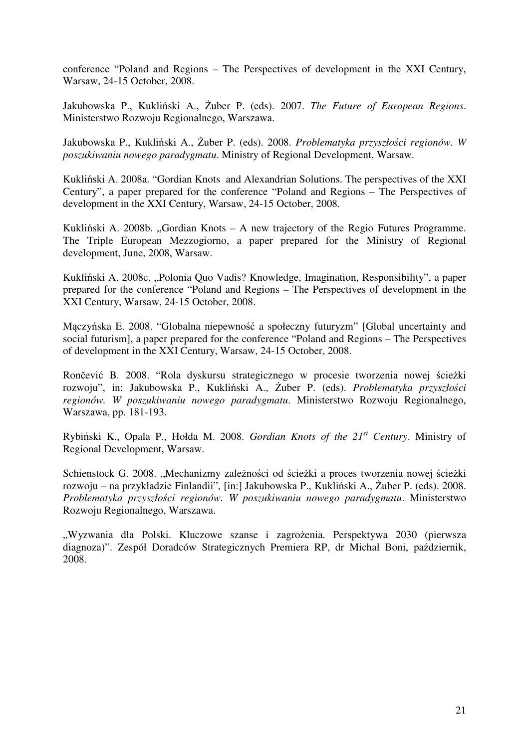conference "Poland and Regions – The Perspectives of development in the XXI Century, Warsaw, 24-15 October, 2008.

Jakubowska P., Kukliński A., Żuber P. (eds). 2007. *The Future of European Regions*. Ministerstwo Rozwoju Regionalnego, Warszawa.

Jakubowska P., Kukliński A., Żuber P. (eds). 2008. *Problematyka przyszłości regionów. W poszukiwaniu nowego paradygmatu*. Ministry of Regional Development, Warsaw.

Kukliński A. 2008a. "Gordian Knots and Alexandrian Solutions. The perspectives of the XXI Century", a paper prepared for the conference "Poland and Regions – The Perspectives of development in the XXI Century, Warsaw, 24-15 October, 2008.

Kukliński A. 2008b. „Gordian Knots – A new trajectory of the Regio Futures Programme. The Triple European Mezzogiorno, a paper prepared for the Ministry of Regional development, June, 2008, Warsaw.

Kukliński A. 2008c. „Polonia Quo Vadis? Knowledge, Imagination, Responsibility", a paper prepared for the conference "Poland and Regions – The Perspectives of development in the XXI Century, Warsaw, 24-15 October, 2008.

Mączyńska E. 2008. "Globalna niepewność a społeczny futuryzm" [Global uncertainty and social futurism], a paper prepared for the conference "Poland and Regions – The Perspectives of development in the XXI Century, Warsaw, 24-15 October, 2008.

Rončević B. 2008. "Rola dyskursu strategicznego w procesie tworzenia nowej ścieżki rozwoju", in: Jakubowska P., Kukliński A., Żuber P. (eds). *Problematyka przyszłości regionów. W poszukiwaniu nowego paradygmatu*. Ministerstwo Rozwoju Regionalnego, Warszawa, pp. 181-193.

Rybiński K., Opala P., Hołda M. 2008. *Gordian Knots of the 21st Century*. Ministry of Regional Development, Warsaw.

Schienstock G. 2008. „Mechanizmy zależności od ścieżki a proces tworzenia nowej ścieżki rozwoju – na przykładzie Finlandii", [in:] Jakubowska P., Kukliński A., Żuber P. (eds). 2008. *Problematyka przyszłości regionów. W poszukiwaniu nowego paradygmatu*. Ministerstwo Rozwoju Regionalnego, Warszawa.

„Wyzwania dla Polski. Kluczowe szanse i zagrożenia. Perspektywa 2030 (pierwsza diagnoza)". Zespół Doradców Strategicznych Premiera RP, dr Michał Boni, październik, 2008.